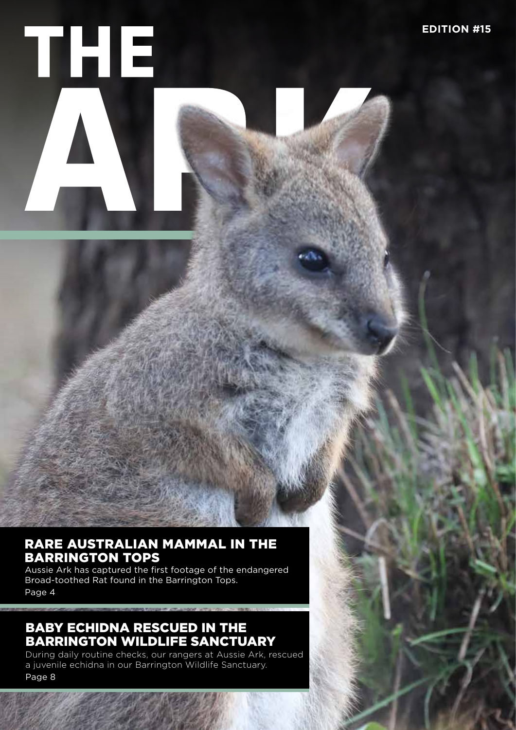# THE ARK

**EDITION #15**

## RARE AUSTRALIAN MAMMAL IN THE BARRINGTON TOPS

Aussie Ark has captured the first footage of the endangered Broad-toothed Rat found in the Barrington Tops.

Page 4

## BABY ECHIDNA RESCUED IN THE BARRINGTON WILDLIFE SANCTUARY

During daily routine checks, our rangers at Aussie Ark, rescued a juvenile echidna in our Barrington Wildlife Sanctuary.

Page 8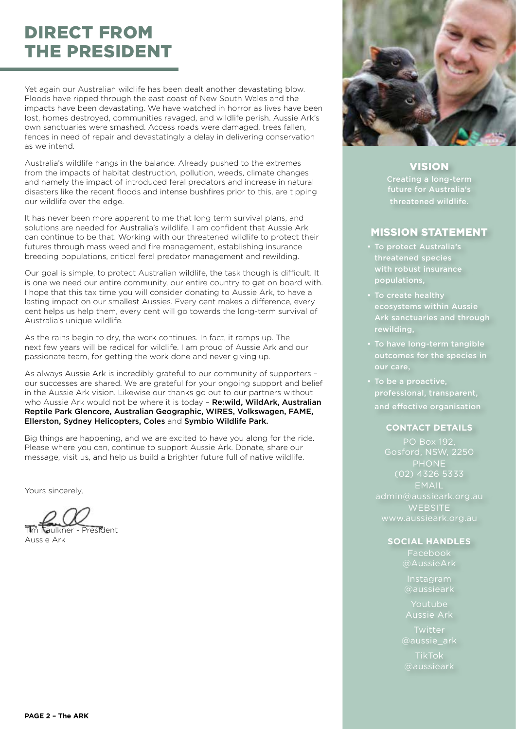# DIRECT FROM THE PRESIDENT

Yet again our Australian wildlife has been dealt another devastating blow. Floods have ripped through the east coast of New South Wales and the impacts have been devastating. We have watched in horror as lives have been lost, homes destroyed, communities ravaged, and wildlife perish. Aussie Ark's own sanctuaries were smashed. Access roads were damaged, trees fallen, fences in need of repair and devastatingly a delay in delivering conservation as we intend.

Australia's wildlife hangs in the balance. Already pushed to the extremes from the impacts of habitat destruction, pollution, weeds, climate changes and namely the impact of introduced feral predators and increase in natural disasters like the recent floods and intense bushfires prior to this, are tipping our wildlife over the edge.

It has never been more apparent to me that long term survival plans, and solutions are needed for Australia's wildlife. I am confident that Aussie Ark can continue to be that. Working with our threatened wildlife to protect their futures through mass weed and fire management, establishing insurance breeding populations, critical feral predator management and rewilding.

Our goal is simple, to protect Australian wildlife, the task though is difficult. It is one we need our entire community, our entire country to get on board with. I hope that this tax time you will consider donating to Aussie Ark, to have a lasting impact on our smallest Aussies. Every cent makes a difference, every cent helps us help them, every cent will go towards the long-term survival of Australia's unique wildlife.

As the rains begin to dry, the work continues. In fact, it ramps up. The next few years will be radical for wildlife. I am proud of Aussie Ark and our passionate team, for getting the work done and never giving up.

As always Aussie Ark is incredibly grateful to our community of supporters – our successes are shared. We are grateful for your ongoing support and belief in the Aussie Ark vision. Likewise our thanks go out to our partners without who Aussie Ark would not be where it is today – **Re:wild, WildArk, Australian Reptile Park Glencore, Australian Geographic, WIRES, Volkswagen, FAME, Ellerston, Sydney Helicopters, Coles** and **Symbio Wildlife Park.**

Big things are happening, and we are excited to have you along for the ride. Please where you can, continue to support Aussie Ark. Donate, share our message, visit us, and help us build a brighter future full of native wildlife.

Yours sincerely,

Tim Faulkner - President
Aussie Ark

## VISION

Creating a long-term future for Australia's threatened wildlife.

## MISSION STATEMENT

- To protect Australia's threatened species with robust insurance populations,
- To create healthy ecosystems within Aussie Ark sanctuaries and through rewilding,
- To have long-term tangible outcomes for the species in our care,
- To be a proactive, professional, transparent, and effective organisation

### CONTACT DETAILS

PO Box 192,
Gosford, NSW, 2250

PHONE
(02) 4326 5333

EMAIL
admin@aussieark.org.au

WEBSITE
www.aussieark.org.au

### SOCIAL HANDLES

Facebook
@AussieArk

Instagram
@aussieark

Youtube
Aussie Ark

Twitter
@aussie_ark

TikTok
@aussieark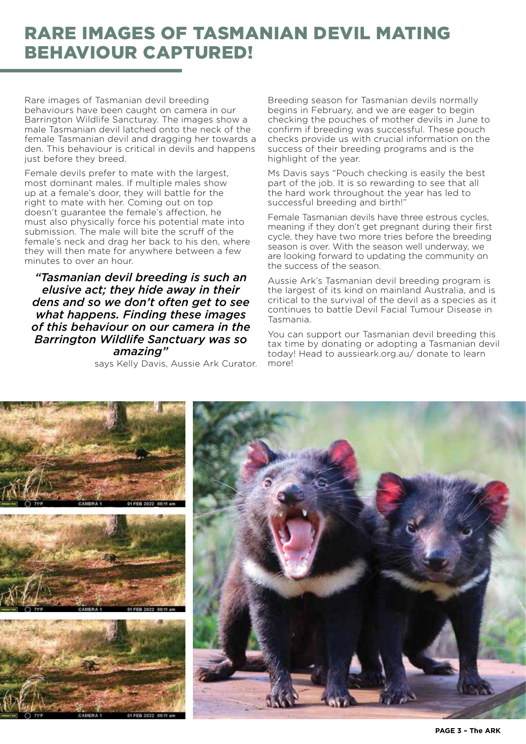# RARE IMAGES OF TASMANIAN DEVIL MATING BEHAVIOUR CAPTURED!

Rare images of Tasmanian devil breeding behaviours have been caught on camera in our Barrington Wildlife Sancturay. The images show a male Tasmanian devil latched onto the neck of the female Tasmanian devil and dragging her towards a den. This behaviour is critical in devils and happens just before they breed.

Female devils prefer to mate with the largest, most dominant males. If multiple males show up at a female's door, they will battle for the right to mate with her. Coming out on top doesn't guarantee the female's affection, he must also physically force his potential mate into submission. The male will bite the scruff of the female's neck and drag her back to his den, where they will then mate for anywhere between a few minutes to over an hour.

***"Tasmanian devil breeding is such an elusive act; they hide away in their dens and so we don't often get to see what happens. Finding these images of this behaviour on our camera in the Barrington Wildlife Sanctuary was so amazing"***

says Kelly Davis, Aussie Ark Curator.

Breeding season for Tasmanian devils normally begins in February, and we are eager to begin checking the pouches of mother devils in June to confirm if breeding was successful. These pouch checks provide us with crucial information on the success of their breeding programs and is the highlight of the year.

Ms Davis says "Pouch checking is easily the best part of the job. It is so rewarding to see that all the hard work throughout the year has led to successful breeding and birth!"

Female Tasmanian devils have three estrous cycles, meaning if they don't get pregnant during their first cycle, they have two more tries before the breeding season is over. With the season well underway, we are looking forward to updating the community on the success of the season.

Aussie Ark's Tasmanian devil breeding program is the largest of its kind on mainland Australia, and is critical to the survival of the devil as a species as it continues to battle Devil Facial Tumour Disease in Tasmania.

You can support our Tasmanian devil breeding this tax time by donating or adopting a Tasmanian devil today! Head to aussieark.org.au/ donate to learn more!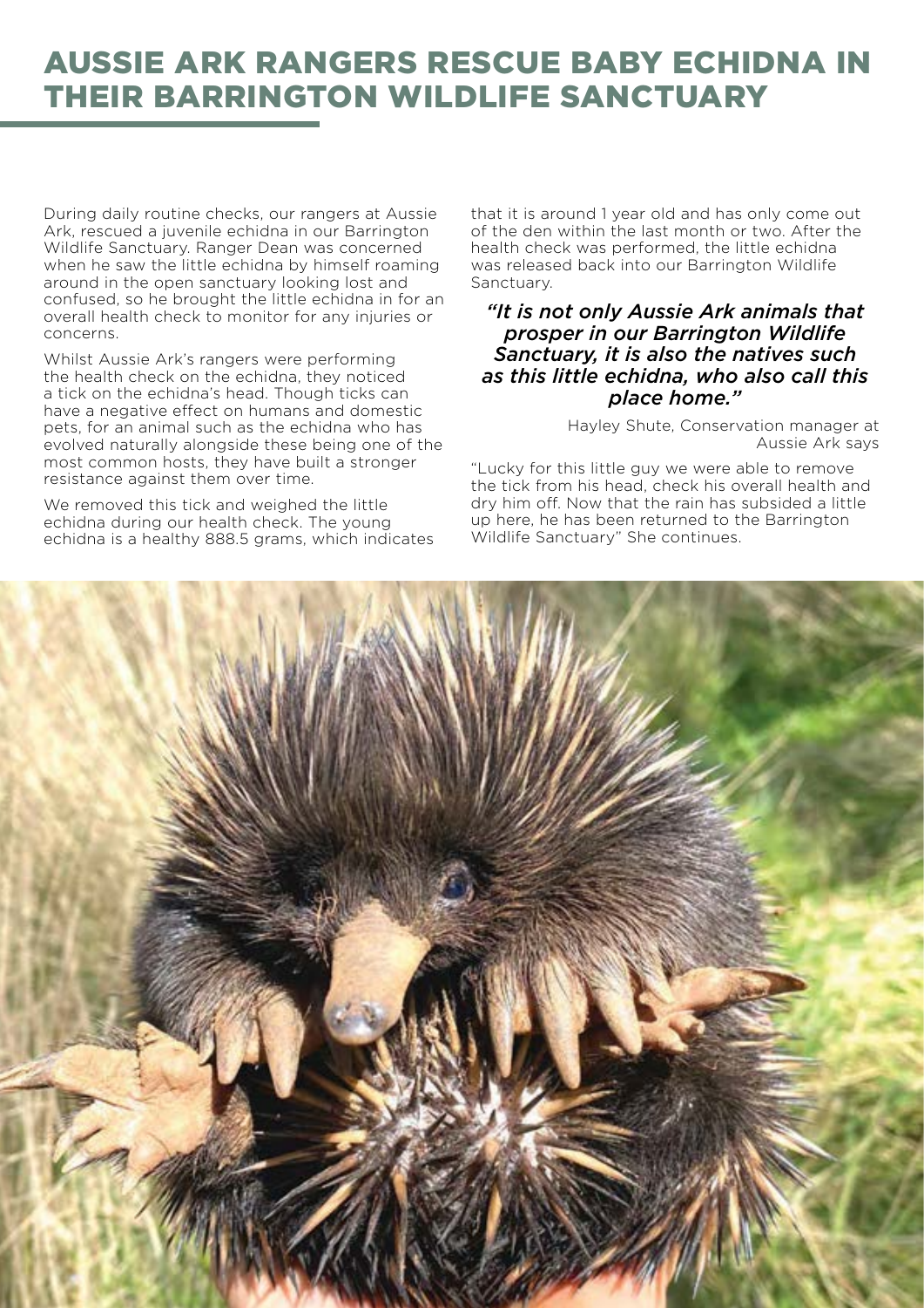# AUSSIE ARK RANGERS RESCUE BABY ECHIDNA IN THEIR BARRINGTON WILDLIFE SANCTUARY

During daily routine checks, our rangers at Aussie Ark, rescued a juvenile echidna in our Barrington Wildlife Sanctuary. Ranger Dean was concerned when he saw the little echidna by himself roaming around in the open sanctuary looking lost and confused, so he brought the little echidna in for an overall health check to monitor for any injuries or concerns.

Whilst Aussie Ark's rangers were performing the health check on the echidna, they noticed a tick on the echidna's head. Though ticks can have a negative effect on humans and domestic pets, for an animal such as the echidna who has evolved naturally alongside these being one of the most common hosts, they have built a stronger resistance against them over time.

We removed this tick and weighed the little echidna during our health check. The young echidna is a healthy 888.5 grams, which indicates that it is around 1 year old and has only come out of the den within the last month or two. After the health check was performed, the little echidna was released back into our Barrington Wildlife Sanctuary.

***"It is not only Aussie Ark animals that prosper in our Barrington Wildlife Sanctuary, it is also the natives such as this little echidna, who also call this place home."***

Hayley Shute, Conservation manager at Aussie Ark says

"Lucky for this little guy we were able to remove the tick from his head, check his overall health and dry him off. Now that the rain has subsided a little up here, he has been returned to the Barrington Wildlife Sanctuary" She continues.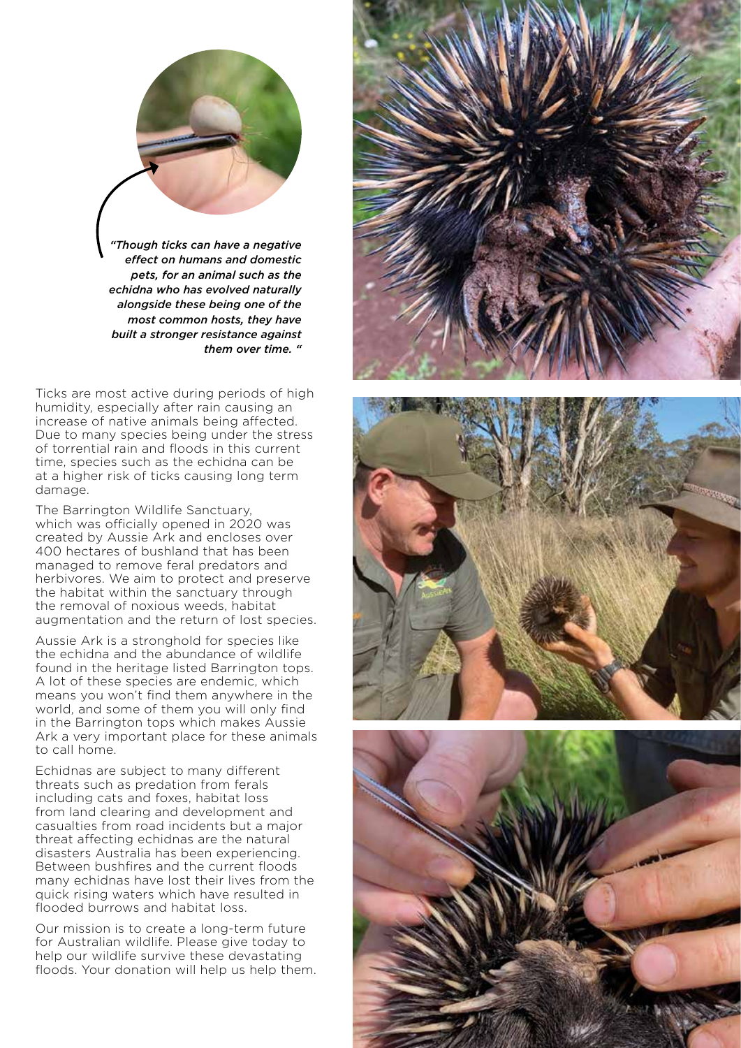*"Though ticks can have a negative effect on humans and domestic pets, for an animal such as the echidna who has evolved naturally alongside these being one of the most common hosts, they have built a stronger resistance against them over time. "*

Ticks are most active during periods of high humidity, especially after rain causing an increase of native animals being affected. Due to many species being under the stress of torrential rain and floods in this current time, species such as the echidna can be at a higher risk of ticks causing long term damage.

The Barrington Wildlife Sanctuary, which was officially opened in 2020 was created by Aussie Ark and encloses over 400 hectares of bushland that has been managed to remove feral predators and herbivores. We aim to protect and preserve the habitat within the sanctuary through the removal of noxious weeds, habitat augmentation and the return of lost species.

Aussie Ark is a stronghold for species like the echidna and the abundance of wildlife found in the heritage listed Barrington tops. A lot of these species are endemic, which means you won't find them anywhere in the world, and some of them you will only find in the Barrington tops which makes Aussie Ark a very important place for these animals to call home.

Echidnas are subject to many different threats such as predation from ferals including cats and foxes, habitat loss from land clearing and development and casualties from road incidents but a major threat affecting echidnas are the natural disasters Australia has been experiencing. Between bushfires and the current floods many echidnas have lost their lives from the quick rising waters which have resulted in flooded burrows and habitat loss.

Our mission is to create a long-term future for Australian wildlife. Please give today to help our wildlife survive these devastating floods. Your donation will help us help them.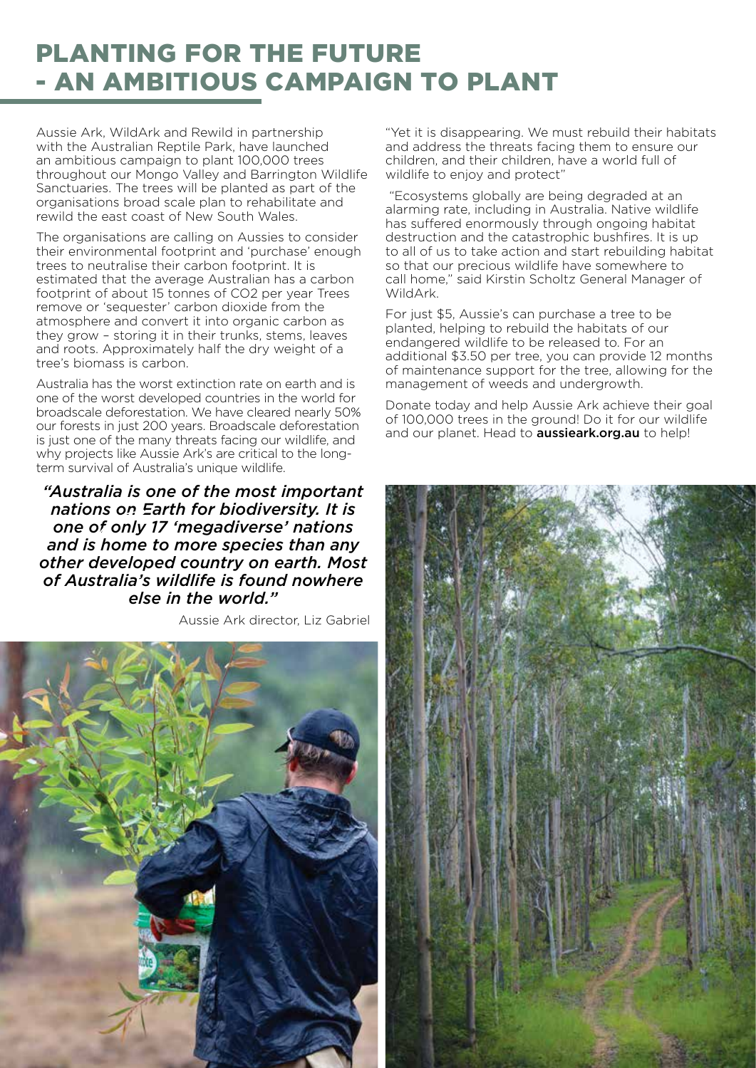# PLANTING FOR THE FUTURE - AN AMBITIOUS CAMPAIGN TO PLANT

Aussie Ark, WildArk and Rewild in partnership with the Australian Reptile Park, have launched an ambitious campaign to plant 100,000 trees throughout our Mongo Valley and Barrington Wildlife Sanctuaries. The trees will be planted as part of the organisations broad scale plan to rehabilitate and rewild the east coast of New South Wales.

The organisations are calling on Aussies to consider their environmental footprint and 'purchase' enough trees to neutralise their carbon footprint. It is estimated that the average Australian has a carbon footprint of about 15 tonnes of $CO_2$ per year Trees remove or 'sequester' carbon dioxide from the atmosphere and convert it into organic carbon as they grow – storing it in their trunks, stems, leaves and roots. Approximately half the dry weight of a tree's biomass is carbon.

Australia has the worst extinction rate on earth and is one of the worst developed countries in the world for broadscale deforestation. We have cleared nearly 50% our forests in just 200 years. Broadscale deforestation is just one of the many threats facing our wildlife, and why projects like Aussie Ark's are critical to the long-term survival of Australia's unique wildlife.

***"Australia is one of the most important nations on Earth for biodiversity. It is one of only 17 'megadiverse' nations and is home to more species than any other developed country on earth. Most of Australia's wildlife is found nowhere else in the world."***

Aussie Ark director, Liz Gabriel

"Yet it is disappearing. We must rebuild their habitats and address the threats facing them to ensure our children, and their children, have a world full of wildlife to enjoy and protect"

"Ecosystems globally are being degraded at an alarming rate, including in Australia. Native wildlife has suffered enormously through ongoing habitat destruction and the catastrophic bushfires. It is up to all of us to take action and start rebuilding habitat so that our precious wildlife have somewhere to call home," said Kirstin Scholtz General Manager of WildArk.

For just $5, Aussie's can purchase a tree to be planted, helping to rebuild the habitats of our endangered wildlife to be released to. For an additional $3.50 per tree, you can provide 12 months of maintenance support for the tree, allowing for the management of weeds and undergrowth.

Donate today and help Aussie Ark achieve their goal of 100,000 trees in the ground! Do it for our wildlife and our planet. Head to **aussieark.org.au** to help!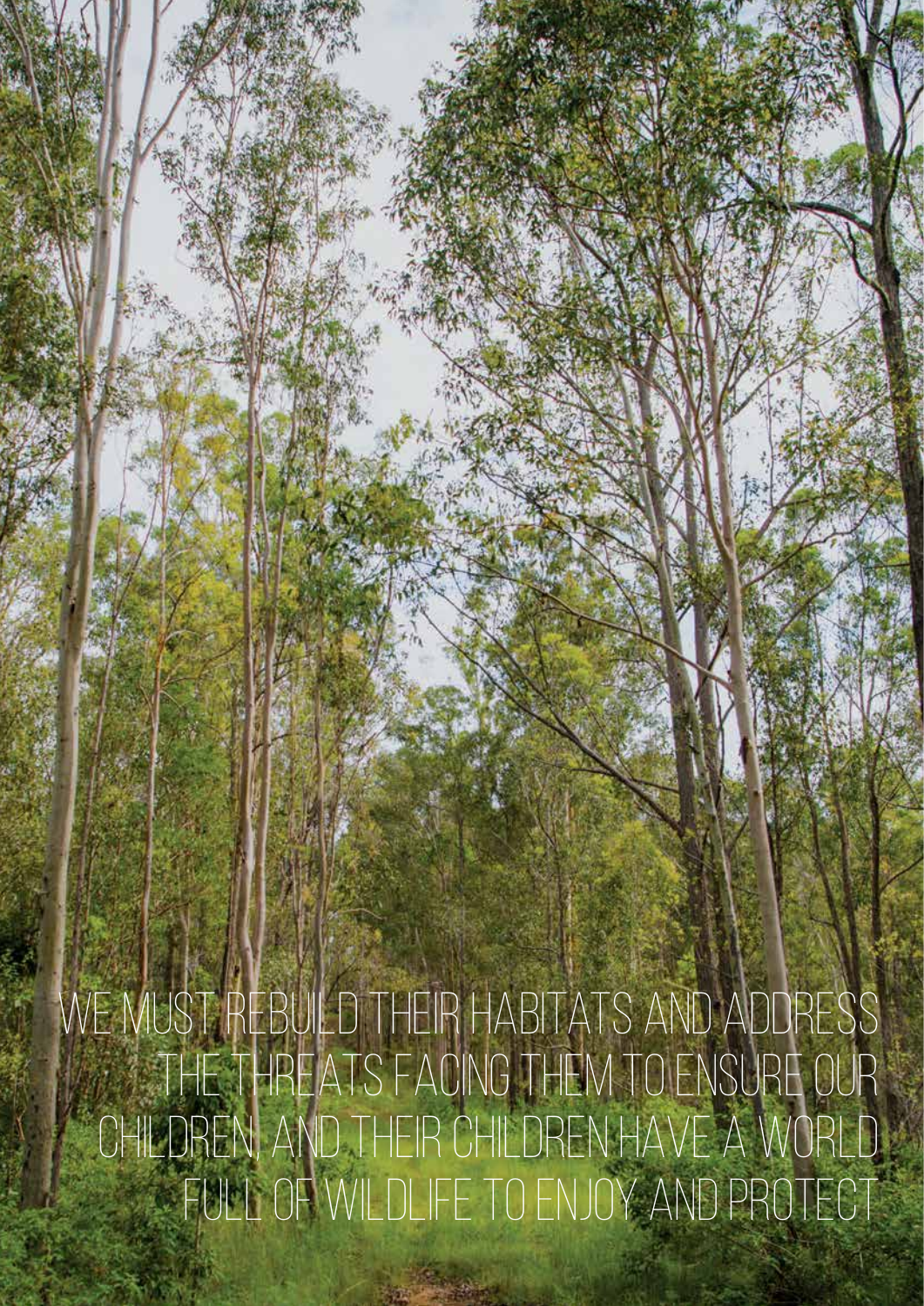WE MUST REBUILD THEIR HABITATS AND ADDRESS THE THREATS FACING THEM TO ENSURE OUR CHILDREN, AND THEIR CHILDREN HAVE A WORLD FULL OF WILDLIFE TO ENJOY AND PROTECT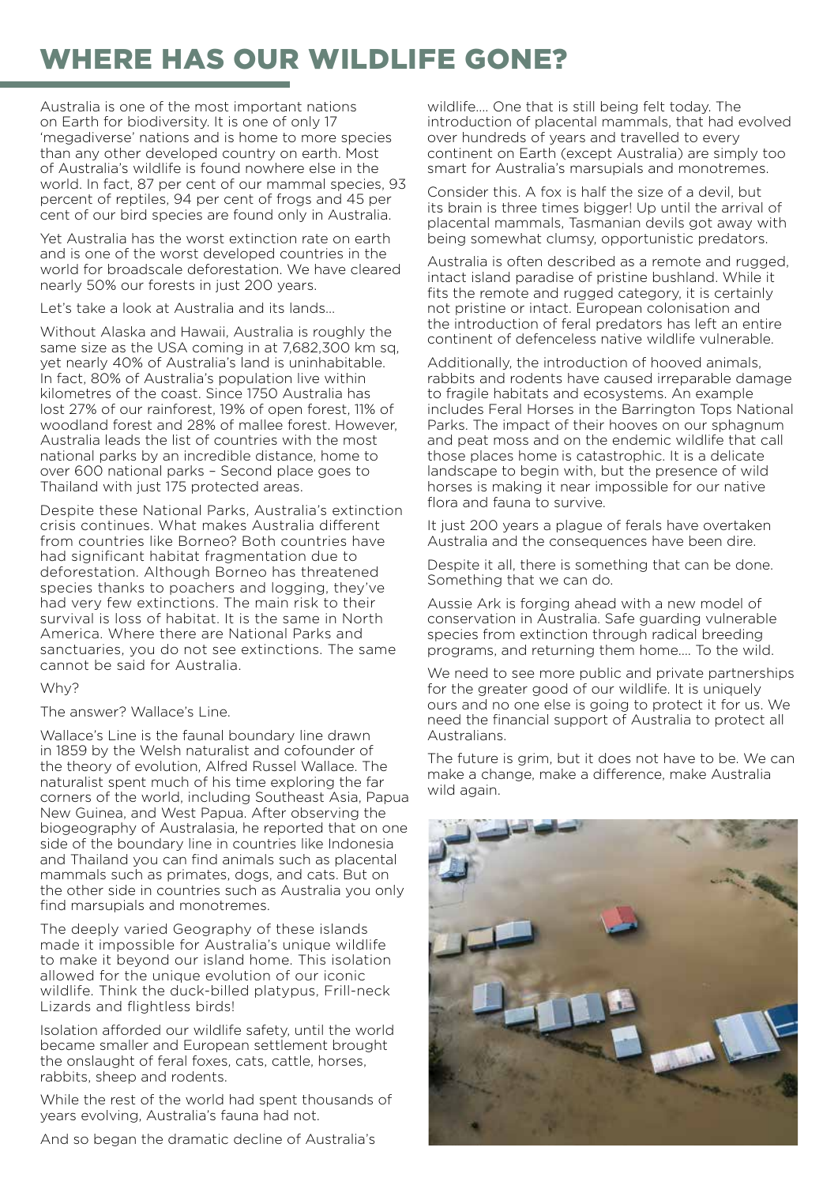# WHERE HAS OUR WILDLIFE GONE?

Australia is one of the most important nations on Earth for biodiversity. It is one of only 17 'megadiverse' nations and is home to more species than any other developed country on earth. Most of Australia's wildlife is found nowhere else in the world. In fact, 87 per cent of our mammal species, 93 percent of reptiles, 94 per cent of frogs and 45 per cent of our bird species are found only in Australia.

Yet Australia has the worst extinction rate on earth and is one of the worst developed countries in the world for broadscale deforestation. We have cleared nearly 50% our forests in just 200 years.

Let's take a look at Australia and its lands...

Without Alaska and Hawaii, Australia is roughly the same size as the USA coming in at 7,682,300 km sq, yet nearly 40% of Australia's land is uninhabitable. In fact, 80% of Australia's population live within kilometres of the coast. Since 1750 Australia has lost 27% of our rainforest, 19% of open forest, 11% of woodland forest and 28% of mallee forest. However, Australia leads the list of countries with the most national parks by an incredible distance, home to over 600 national parks – Second place goes to Thailand with just 175 protected areas.

Despite these National Parks, Australia's extinction crisis continues. What makes Australia different from countries like Borneo? Both countries have had significant habitat fragmentation due to deforestation. Although Borneo has threatened species thanks to poachers and logging, they've had very few extinctions. The main risk to their survival is loss of habitat. It is the same in North America. Where there are National Parks and sanctuaries, you do not see extinctions. The same cannot be said for Australia.

Why?

The answer? Wallace's Line.

Wallace's Line is the faunal boundary line drawn in 1859 by the Welsh naturalist and cofounder of the theory of evolution, Alfred Russel Wallace. The naturalist spent much of his time exploring the far corners of the world, including Southeast Asia, Papua New Guinea, and West Papua. After observing the biogeography of Australasia, he reported that on one side of the boundary line in countries like Indonesia and Thailand you can find animals such as placental mammals such as primates, dogs, and cats. But on the other side in countries such as Australia you only find marsupials and monotremes.

The deeply varied Geography of these islands made it impossible for Australia's unique wildlife to make it beyond our island home. This isolation allowed for the unique evolution of our iconic wildlife. Think the duck-billed platypus, Frill-neck Lizards and flightless birds!

Isolation afforded our wildlife safety, until the world became smaller and European settlement brought the onslaught of feral foxes, cats, cattle, horses, rabbits, sheep and rodents.

While the rest of the world had spent thousands of years evolving, Australia's fauna had not.

And so began the dramatic decline of Australia's wildlife.... One that is still being felt today. The introduction of placental mammals, that had evolved over hundreds of years and travelled to every continent on Earth (except Australia) are simply too smart for Australia's marsupials and monotremes.

Consider this. A fox is half the size of a devil, but its brain is three times bigger! Up until the arrival of placental mammals, Tasmanian devils got away with being somewhat clumsy, opportunistic predators.

Australia is often described as a remote and rugged, intact island paradise of pristine bushland. While it fits the remote and rugged category, it is certainly not pristine or intact. European colonisation and the introduction of feral predators has left an entire continent of defenceless native wildlife vulnerable.

Additionally, the introduction of hooved animals, rabbits and rodents have caused irreparable damage to fragile habitats and ecosystems. An example includes Feral Horses in the Barrington Tops National Parks. The impact of their hooves on our sphagnum and peat moss and on the endemic wildlife that call those places home is catastrophic. It is a delicate landscape to begin with, but the presence of wild horses is making it near impossible for our native flora and fauna to survive.

It just 200 years a plague of ferals have overtaken Australia and the consequences have been dire.

Despite it all, there is something that can be done. Something that we can do.

Aussie Ark is forging ahead with a new model of conservation in Australia. Safe guarding vulnerable species from extinction through radical breeding programs, and returning them home.... To the wild.

We need to see more public and private partnerships for the greater good of our wildlife. It is uniquely ours and no one else is going to protect it for us. We need the financial support of Australia to protect all Australians.

The future is grim, but it does not have to be. We can make a change, make a difference, make Australia wild again.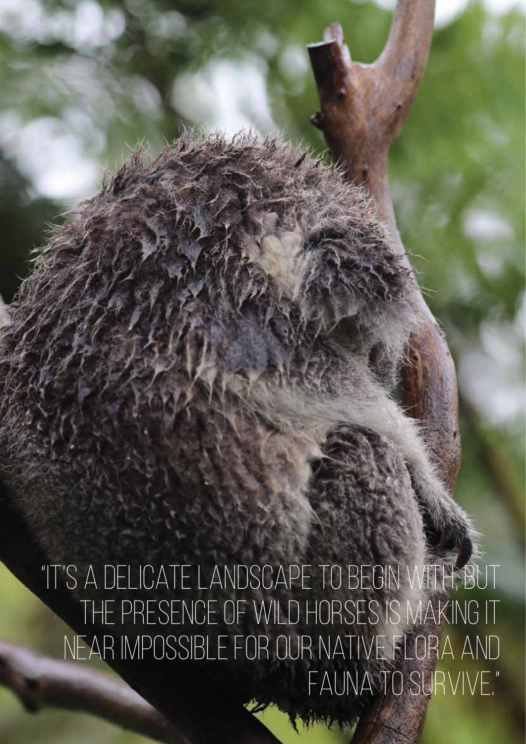"IT'S A DELICATE LANDSCAPE TO BEGIN WITH, BUT THE PRESENCE OF WILD HORSES IS MAKING IT NEAR IMPOSSIBLE FOR OUR NATIVE FLORA AND FAUNA TO SURVIVE."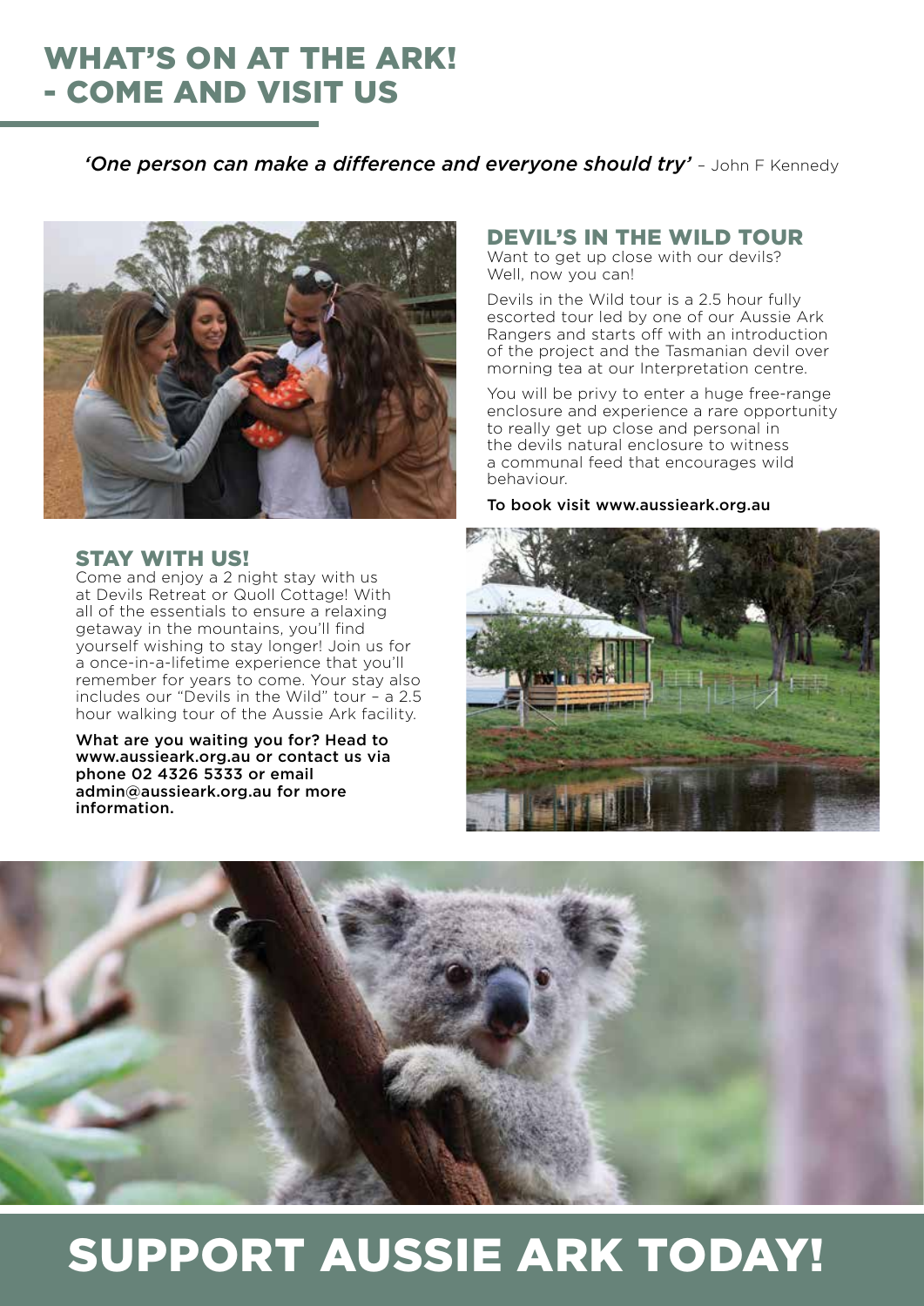# WHAT'S ON AT THE ARK! - COME AND VISIT US

*'One person can make a difference and everyone should try'* – John F Kennedy

## DEVIL'S IN THE WILD TOUR

Want to get up close with our devils? Well, now you can!

Devils in the Wild tour is a 2.5 hour fully escorted tour led by one of our Aussie Ark Rangers and starts off with an introduction of the project and the Tasmanian devil over morning tea at our Interpretation centre.

You will be privy to enter a huge free-range enclosure and experience a rare opportunity to really get up close and personal in the devils natural enclosure to witness a communal feed that encourages wild behaviour.

To book visit www.aussieark.org.au

## STAY WITH US!

Come and enjoy a 2 night stay with us at Devils Retreat or Quoll Cottage! With all of the essentials to ensure a relaxing getaway in the mountains, you'll find yourself wishing to stay longer! Join us for a once-in-a-lifetime experience that you'll remember for years to come. Your stay also includes our "Devils in the Wild" tour – a 2.5 hour walking tour of the Aussie Ark facility.

**What are you waiting you for? Head to www.aussieark.org.au or contact us via phone 02 4326 5333 or email admin@aussieark.org.au for more information.**

# SUPPORT AUSSIE ARK TODAY!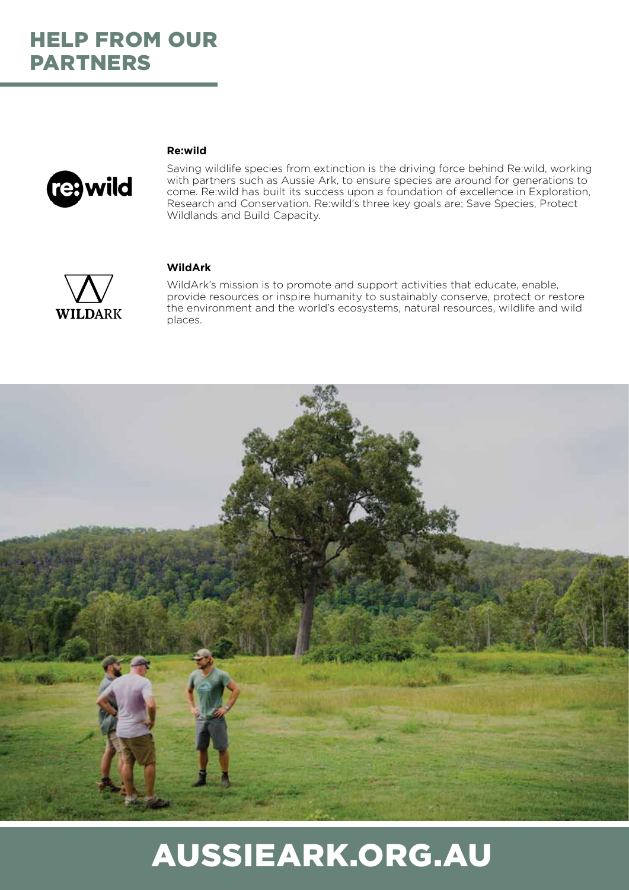# HELP FROM OUR PARTNERS

### Re:wild

Saving wildlife species from extinction is the driving force behind Re:wild, working with partners such as Aussie Ark, to ensure species are around for generations to come. Re:wild has built its success upon a foundation of excellence in Exploration, Research and Conservation. Re:wild's three key goals are; Save Species, Protect Wildlands and Build Capacity.

### WildArk

WildArk's mission is to promote and support activities that educate, enable, provide resources or inspire humanity to sustainably conserve, protect or restore the environment and the world's ecosystems, natural resources, wildlife and wild places.

AUSSIEARK.ORG.AU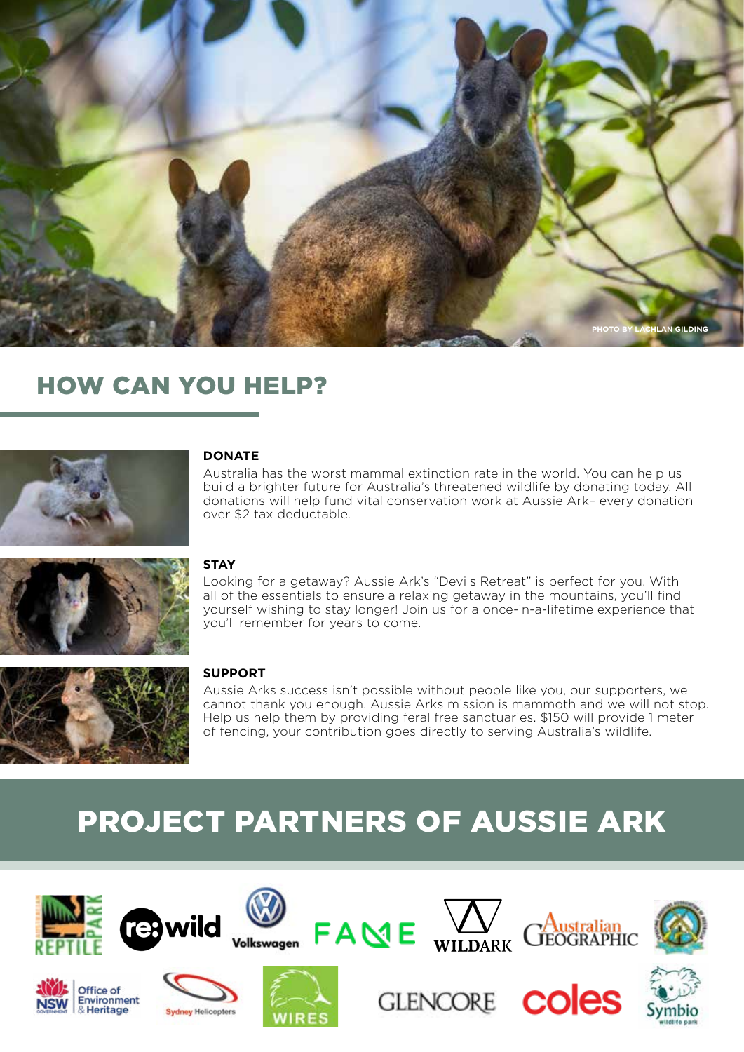PHOTO BY LACHLAN GILDING

## HOW CAN YOU HELP?

**DONATE**

Australia has the worst mammal extinction rate in the world. You can help us build a brighter future for Australia's threatened wildlife by donating today. All donations will help fund vital conservation work at Aussie Ark– every donation over $2 tax deductable.

**STAY**

Looking for a getaway? Aussie Ark's "Devils Retreat" is perfect for you. With all of the essentials to ensure a relaxing getaway in the mountains, you'll find yourself wishing to stay longer! Join us for a once-in-a-lifetime experience that you'll remember for years to come.

**SUPPORT**

Aussie Arks success isn't possible without people like you, our supporters, we cannot thank you enough. Aussie Arks mission is mammoth and we will not stop. Help us help them by providing feral free sanctuaries. $150 will provide 1 meter of fencing, your contribution goes directly to serving Australia's wildlife.

## PROJECT PARTNERS OF AUSSIE ARK